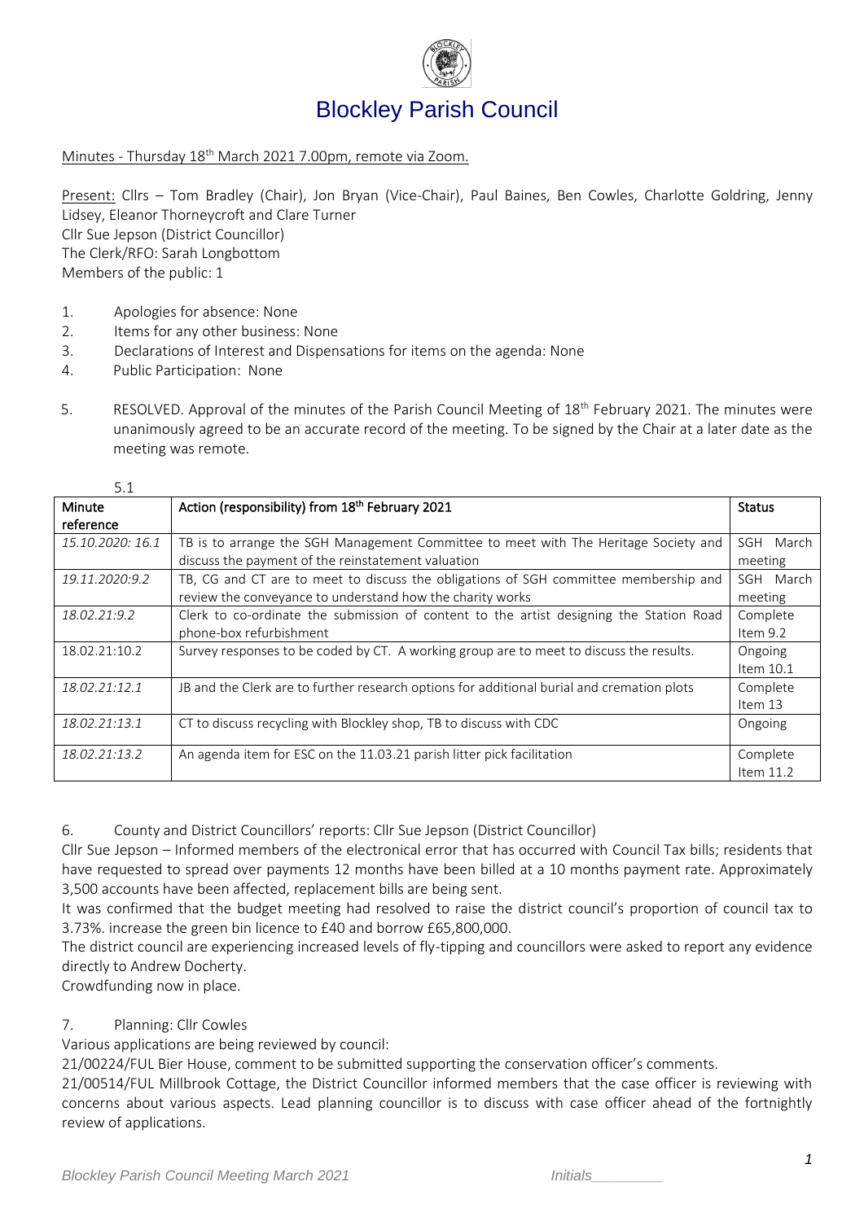# Blockley Parish Council

Minutes - Thursday 18th March 2021 7.00pm, remote via Zoom.

Present: Cllrs – Tom Bradley (Chair), Jon Bryan (Vice-Chair), Paul Baines, Ben Cowles, Charlotte Goldring, Jenny Lidsey, Eleanor Thorneycroft and Clare Turner
Cllr Sue Jepson (District Councillor)
The Clerk/RFO: Sarah Longbottom
Members of the public: 1

1. Apologies for absence: None
2. Items for any other business: None
3. Declarations of Interest and Dispensations for items on the agenda: None
4. Public Participation: None
5. RESOLVED. Approval of the minutes of the Parish Council Meeting of 18th February 2021. The minutes were unanimously agreed to be an accurate record of the meeting. To be signed by the Chair at a later date as the meeting was remote.

5.1

| Minute reference | Action (responsibility) from 18th February 2021 | Status |
|---|---|---|
| *15.10.2020: 16.1* | TB is to arrange the SGH Management Committee to meet with The Heritage Society and discuss the payment of the reinstatement valuation | SGH March meeting |
| *19.11.2020:9.2* | TB, CG and CT are to meet to discuss the obligations of SGH committee membership and review the conveyance to understand how the charity works | SGH March meeting |
| *18.02.21:9.2* | Clerk to co-ordinate the submission of content to the artist designing the Station Road phone-box refurbishment | Complete Item 9.2 |
| 18.02.21:10.2 | Survey responses to be coded by CT. A working group are to meet to discuss the results. | Ongoing Item 10.1 |
| *18.02.21:12.1* | JB and the Clerk are to further research options for additional burial and cremation plots | Complete Item 13 |
| *18.02.21:13.1* | CT to discuss recycling with Blockley shop, TB to discuss with CDC | Ongoing |
| *18.02.21:13.2* | An agenda item for ESC on the 11.03.21 parish litter pick facilitation | Complete Item 11.2 |

6. County and District Councillors' reports: Cllr Sue Jepson (District Councillor)

Cllr Sue Jepson – Informed members of the electronical error that has occurred with Council Tax bills; residents that have requested to spread over payments 12 months have been billed at a 10 months payment rate. Approximately 3,500 accounts have been affected, replacement bills are being sent.

It was confirmed that the budget meeting had resolved to raise the district council's proportion of council tax to 3.73%. increase the green bin licence to £40 and borrow £65,800,000.

The district council are experiencing increased levels of fly-tipping and councillors were asked to report any evidence directly to Andrew Docherty.

Crowdfunding now in place.

7. Planning: Cllr Cowles

Various applications are being reviewed by council:

21/00224/FUL Bier House, comment to be submitted supporting the conservation officer's comments.

21/00514/FUL Millbrook Cottage, the District Councillor informed members that the case officer is reviewing with concerns about various aspects. Lead planning councillor is to discuss with case officer ahead of the fortnightly review of applications.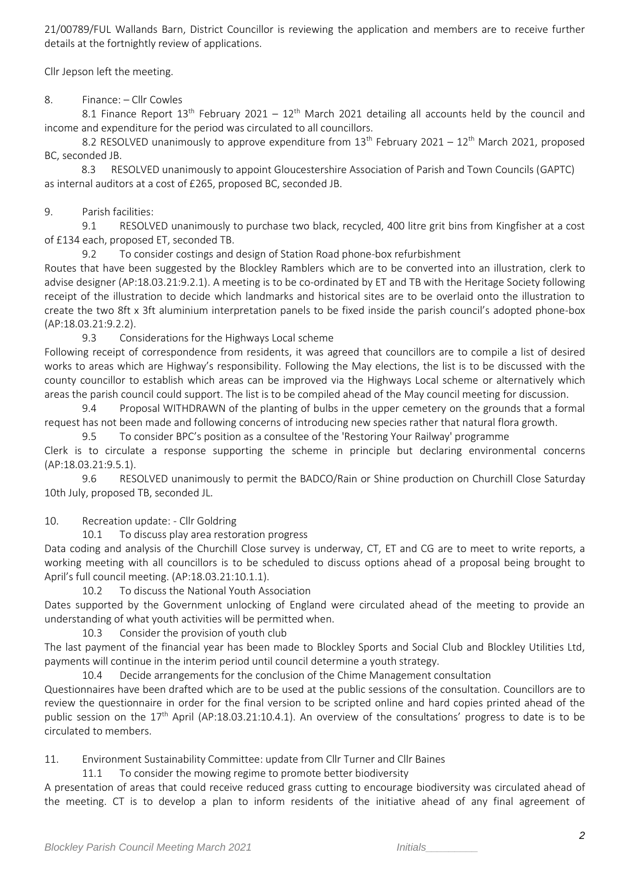21/00789/FUL Wallands Barn, District Councillor is reviewing the application and members are to receive further details at the fortnightly review of applications.

Cllr Jepson left the meeting.

8. Finance: – Cllr Cowles

8.1 Finance Report 13th February 2021 – 12th March 2021 detailing all accounts held by the council and income and expenditure for the period was circulated to all councillors.

8.2 RESOLVED unanimously to approve expenditure from 13th February 2021 – 12th March 2021, proposed BC, seconded JB.

8.3 RESOLVED unanimously to appoint Gloucestershire Association of Parish and Town Councils (GAPTC) as internal auditors at a cost of £265, proposed BC, seconded JB.

9. Parish facilities:

9.1 RESOLVED unanimously to purchase two black, recycled, 400 litre grit bins from Kingfisher at a cost of £134 each, proposed ET, seconded TB.

9.2 To consider costings and design of Station Road phone-box refurbishment

Routes that have been suggested by the Blockley Ramblers which are to be converted into an illustration, clerk to advise designer (AP:18.03.21:9.2.1). A meeting is to be co-ordinated by ET and TB with the Heritage Society following receipt of the illustration to decide which landmarks and historical sites are to be overlaid onto the illustration to create the two 8ft x 3ft aluminium interpretation panels to be fixed inside the parish council's adopted phone-box (AP:18.03.21:9.2.2).

9.3 Considerations for the Highways Local scheme

Following receipt of correspondence from residents, it was agreed that councillors are to compile a list of desired works to areas which are Highway's responsibility. Following the May elections, the list is to be discussed with the county councillor to establish which areas can be improved via the Highways Local scheme or alternatively which areas the parish council could support. The list is to be compiled ahead of the May council meeting for discussion.

9.4 Proposal WITHDRAWN of the planting of bulbs in the upper cemetery on the grounds that a formal request has not been made and following concerns of introducing new species rather that natural flora growth.

9.5 To consider BPC's position as a consultee of the 'Restoring Your Railway' programme

Clerk is to circulate a response supporting the scheme in principle but declaring environmental concerns (AP:18.03.21:9.5.1).

9.6 RESOLVED unanimously to permit the BADCO/Rain or Shine production on Churchill Close Saturday 10th July, proposed TB, seconded JL.

10. Recreation update: - Cllr Goldring

10.1 To discuss play area restoration progress

Data coding and analysis of the Churchill Close survey is underway, CT, ET and CG are to meet to write reports, a working meeting with all councillors is to be scheduled to discuss options ahead of a proposal being brought to April's full council meeting. (AP:18.03.21:10.1.1).

10.2 To discuss the National Youth Association

Dates supported by the Government unlocking of England were circulated ahead of the meeting to provide an understanding of what youth activities will be permitted when.

10.3 Consider the provision of youth club

The last payment of the financial year has been made to Blockley Sports and Social Club and Blockley Utilities Ltd, payments will continue in the interim period until council determine a youth strategy.

10.4 Decide arrangements for the conclusion of the Chime Management consultation

Questionnaires have been drafted which are to be used at the public sessions of the consultation. Councillors are to review the questionnaire in order for the final version to be scripted online and hard copies printed ahead of the public session on the 17th April (AP:18.03.21:10.4.1). An overview of the consultations' progress to date is to be circulated to members.

11. Environment Sustainability Committee: update from Cllr Turner and Cllr Baines

11.1 To consider the mowing regime to promote better biodiversity

A presentation of areas that could receive reduced grass cutting to encourage biodiversity was circulated ahead of the meeting. CT is to develop a plan to inform residents of the initiative ahead of any final agreement of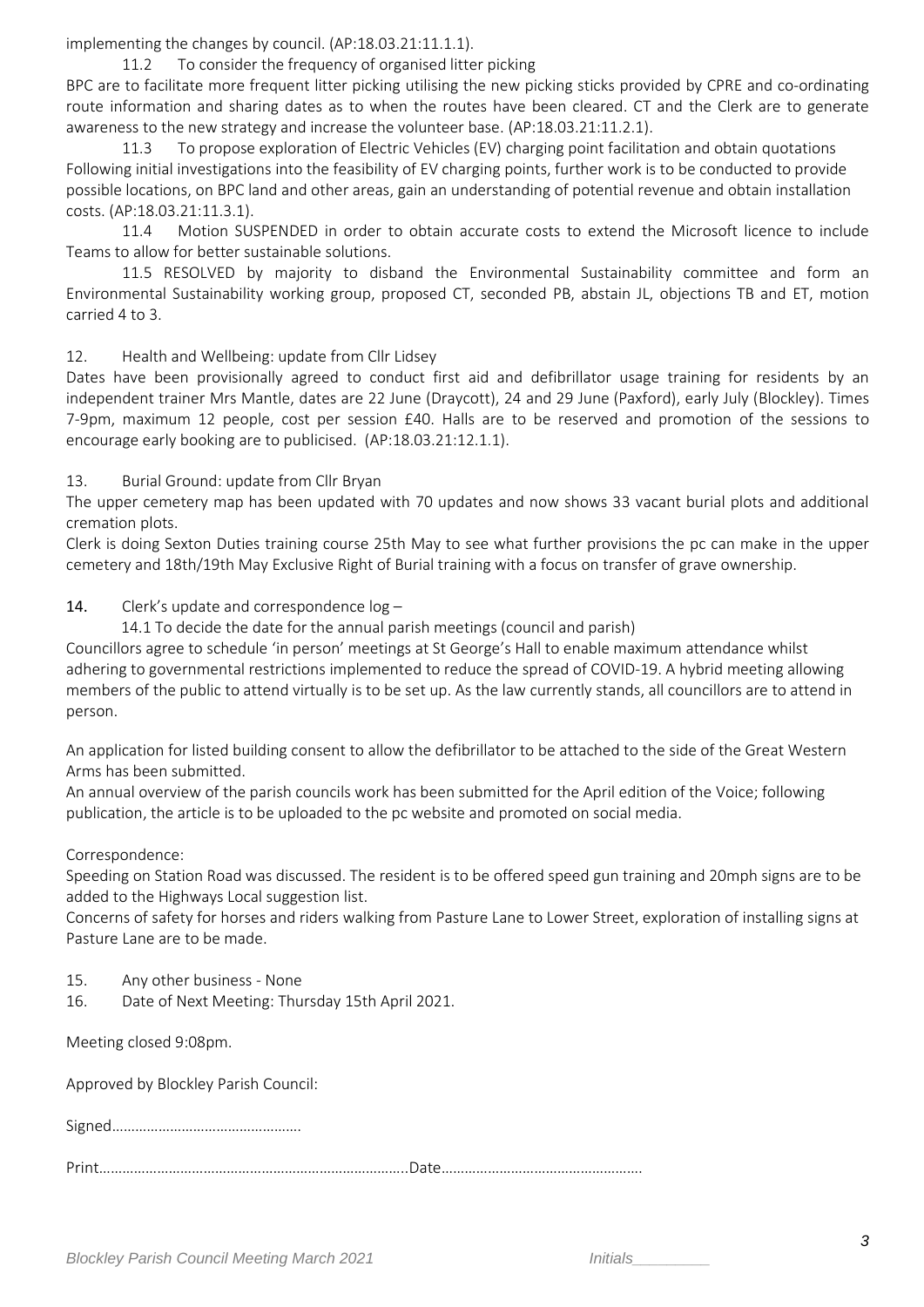implementing the changes by council. (AP:18.03.21:11.1.1).

11.2 To consider the frequency of organised litter picking

BPC are to facilitate more frequent litter picking utilising the new picking sticks provided by CPRE and co-ordinating route information and sharing dates as to when the routes have been cleared. CT and the Clerk are to generate awareness to the new strategy and increase the volunteer base. (AP:18.03.21:11.2.1).

11.3 To propose exploration of Electric Vehicles (EV) charging point facilitation and obtain quotations

Following initial investigations into the feasibility of EV charging points, further work is to be conducted to provide possible locations, on BPC land and other areas, gain an understanding of potential revenue and obtain installation costs. (AP:18.03.21:11.3.1).

11.4 Motion SUSPENDED in order to obtain accurate costs to extend the Microsoft licence to include Teams to allow for better sustainable solutions.

11.5 RESOLVED by majority to disband the Environmental Sustainability committee and form an Environmental Sustainability working group, proposed CT, seconded PB, abstain JL, objections TB and ET, motion carried 4 to 3.

12. Health and Wellbeing: update from Cllr Lidsey

Dates have been provisionally agreed to conduct first aid and defibrillator usage training for residents by an independent trainer Mrs Mantle, dates are 22 June (Draycott), 24 and 29 June (Paxford), early July (Blockley). Times 7-9pm, maximum 12 people, cost per session £40. Halls are to be reserved and promotion of the sessions to encourage early booking are to publicised. (AP:18.03.21:12.1.1).

13. Burial Ground: update from Cllr Bryan

The upper cemetery map has been updated with 70 updates and now shows 33 vacant burial plots and additional cremation plots.

Clerk is doing Sexton Duties training course 25th May to see what further provisions the pc can make in the upper cemetery and 18th/19th May Exclusive Right of Burial training with a focus on transfer of grave ownership.

**14.** Clerk's update and correspondence log –

14.1 To decide the date for the annual parish meetings (council and parish)

Councillors agree to schedule 'in person' meetings at St George's Hall to enable maximum attendance whilst adhering to governmental restrictions implemented to reduce the spread of COVID-19. A hybrid meeting allowing members of the public to attend virtually is to be set up. As the law currently stands, all councillors are to attend in person.

An application for listed building consent to allow the defibrillator to be attached to the side of the Great Western Arms has been submitted.

An annual overview of the parish councils work has been submitted for the April edition of the Voice; following publication, the article is to be uploaded to the pc website and promoted on social media.

Correspondence:

Speeding on Station Road was discussed. The resident is to be offered speed gun training and 20mph signs are to be added to the Highways Local suggestion list.

Concerns of safety for horses and riders walking from Pasture Lane to Lower Street, exploration of installing signs at Pasture Lane are to be made.

15. Any other business - None
16. Date of Next Meeting: Thursday 15th April 2021.

Meeting closed 9:08pm.

Approved by Blockley Parish Council:

Signed…………………………………………

Print……………………………………………………………………..Date……………………………………………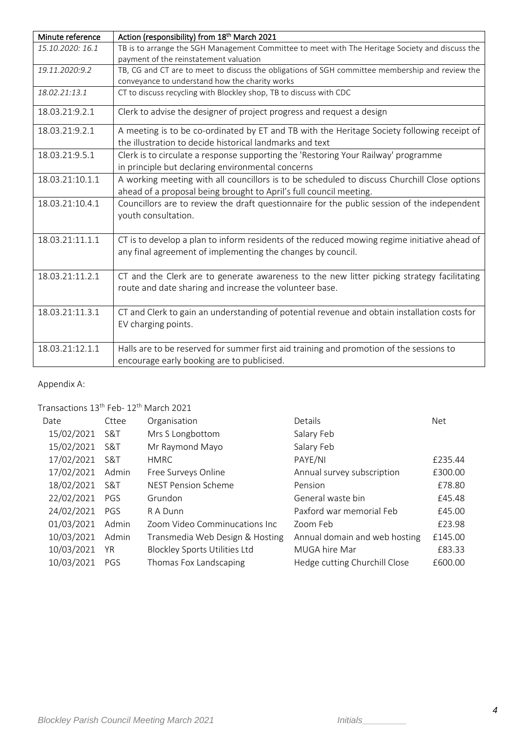| Minute reference | Action (responsibility) from 18th March 2021 |
|---|---|
| *15.10.2020: 16.1* | TB is to arrange the SGH Management Committee to meet with The Heritage Society and discuss the payment of the reinstatement valuation |
| *19.11.2020:9.2* | TB, CG and CT are to meet to discuss the obligations of SGH committee membership and review the conveyance to understand how the charity works |
| *18.02.21:13.1* | CT to discuss recycling with Blockley shop, TB to discuss with CDC |
| 18.03.21:9.2.1 | Clerk to advise the designer of project progress and request a design |
| 18.03.21:9.2.1 | A meeting is to be co-ordinated by ET and TB with the Heritage Society following receipt of the illustration to decide historical landmarks and text |
| 18.03.21:9.5.1 | Clerk is to circulate a response supporting the 'Restoring Your Railway' programme in principle but declaring environmental concerns |
| 18.03.21:10.1.1 | A working meeting with all councillors is to be scheduled to discuss Churchill Close options ahead of a proposal being brought to April's full council meeting. |
| 18.03.21:10.4.1 | Councillors are to review the draft questionnaire for the public session of the independent youth consultation. |
| 18.03.21:11.1.1 | CT is to develop a plan to inform residents of the reduced mowing regime initiative ahead of any final agreement of implementing the changes by council. |
| 18.03.21:11.2.1 | CT and the Clerk are to generate awareness to the new litter picking strategy facilitating route and date sharing and increase the volunteer base. |
| 18.03.21:11.3.1 | CT and Clerk to gain an understanding of potential revenue and obtain installation costs for EV charging points. |
| 18.03.21:12.1.1 | Halls are to be reserved for summer first aid training and promotion of the sessions to encourage early booking are to publicised. |

Appendix A:

Transactions 13th Feb- 12th March 2021

| Date | Cttee | Organisation | Details | Net |
|---|---|---|---|---|
| 15/02/2021 | S&T | Mrs S Longbottom | Salary Feb | |
| 15/02/2021 | S&T | Mr Raymond Mayo | Salary Feb | |
| 17/02/2021 | S&T | HMRC | PAYE/NI | £235.44 |
| 17/02/2021 | Admin | Free Surveys Online | Annual survey subscription | £300.00 |
| 18/02/2021 | S&T | NEST Pension Scheme | Pension | £78.80 |
| 22/02/2021 | PGS | Grundon | General waste bin | £45.48 |
| 24/02/2021 | PGS | R A Dunn | Paxford war memorial Feb | £45.00 |
| 01/03/2021 | Admin | Zoom Video Comminucations Inc | Zoom Feb | £23.98 |
| 10/03/2021 | Admin | Transmedia Web Design & Hosting | Annual domain and web hosting | £145.00 |
| 10/03/2021 | YR | Blockley Sports Utilities Ltd | MUGA hire Mar | £83.33 |
| 10/03/2021 | PGS | Thomas Fox Landscaping | Hedge cutting Churchill Close | £600.00 |